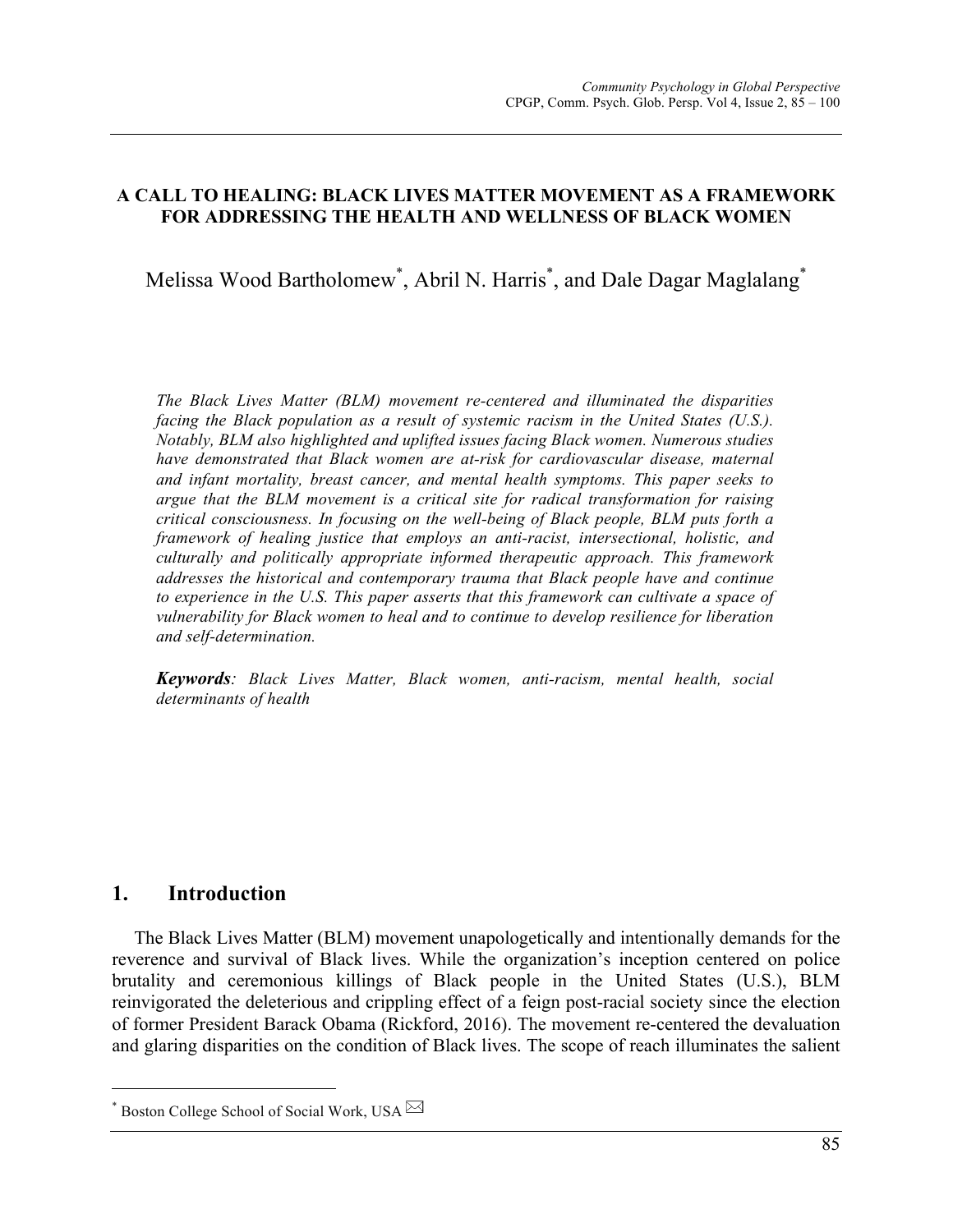# A CALL TO HEALING: BLACK LIVES MATTER MOVEMENT AS A FRAMEWORK FOR ADDRESSING THE HEALTH AND WELLNESS OF BLACK WOMEN

Melissa Wood Bartholomew*, Abril N. Harris*, and Dale Dagar Maglalang*

*The Black Lives Matter (BLM) movement re-centered and illuminated the disparities facing the Black population as a result of systemic racism in the United States (U.S.). Notably, BLM also highlighted and uplifted issues facing Black women. Numerous studies have demonstrated that Black women are at-risk for cardiovascular disease, maternal and infant mortality, breast cancer, and mental health symptoms. This paper seeks to argue that the BLM movement is a critical site for radical transformation for raising critical consciousness. In focusing on the well-being of Black people, BLM puts forth a framework of healing justice that employs an anti-racist, intersectional, holistic, and culturally and politically appropriate informed therapeutic approach. This framework addresses the historical and contemporary trauma that Black people have and continue to experience in the U.S. This paper asserts that this framework can cultivate a space of vulnerability for Black women to heal and to continue to develop resilience for liberation and self-determination.*

***Keywords**: Black Lives Matter, Black women, anti-racism, mental health, social determinants of health*

## 1. Introduction

The Black Lives Matter (BLM) movement unapologetically and intentionally demands for the reverence and survival of Black lives. While the organization's inception centered on police brutality and ceremonious killings of Black people in the United States (U.S.), BLM reinvigorated the deleterious and crippling effect of a feign post-racial society since the election of former President Barack Obama (Rickford, 2016). The movement re-centered the devaluation and glaring disparities on the condition of Black lives. The scope of reach illuminates the salient

* Boston College School of Social Work, USA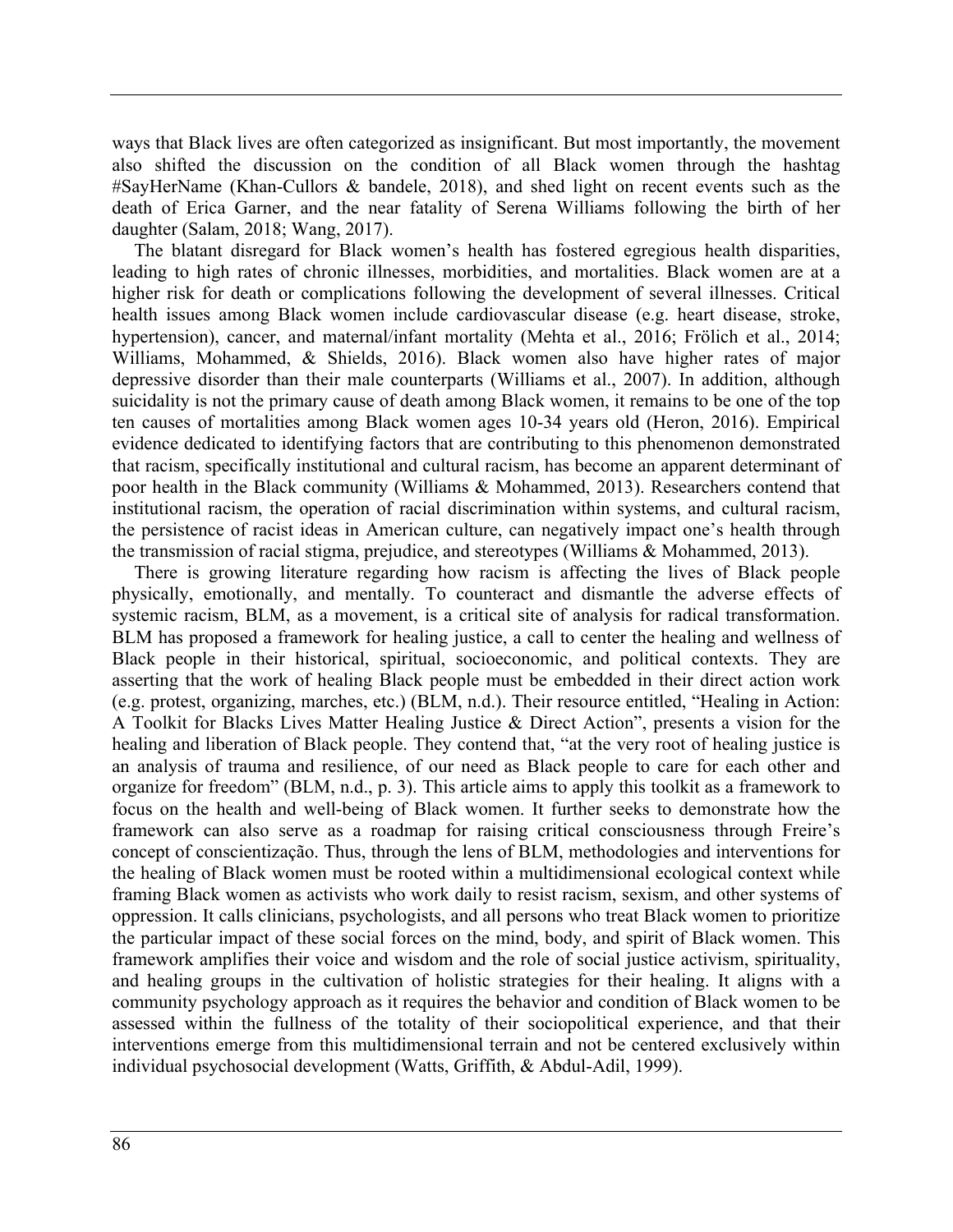ways that Black lives are often categorized as insignificant. But most importantly, the movement also shifted the discussion on the condition of all Black women through the hashtag #SayHerName (Khan-Cullors & bandele, 2018), and shed light on recent events such as the death of Erica Garner, and the near fatality of Serena Williams following the birth of her daughter (Salam, 2018; Wang, 2017).

The blatant disregard for Black women's health has fostered egregious health disparities, leading to high rates of chronic illnesses, morbidities, and mortalities. Black women are at a higher risk for death or complications following the development of several illnesses. Critical health issues among Black women include cardiovascular disease (e.g. heart disease, stroke, hypertension), cancer, and maternal/infant mortality (Mehta et al., 2016; Frölich et al., 2014; Williams, Mohammed, & Shields, 2016). Black women also have higher rates of major depressive disorder than their male counterparts (Williams et al., 2007). In addition, although suicidality is not the primary cause of death among Black women, it remains to be one of the top ten causes of mortalities among Black women ages 10-34 years old (Heron, 2016). Empirical evidence dedicated to identifying factors that are contributing to this phenomenon demonstrated that racism, specifically institutional and cultural racism, has become an apparent determinant of poor health in the Black community (Williams & Mohammed, 2013). Researchers contend that institutional racism, the operation of racial discrimination within systems, and cultural racism, the persistence of racist ideas in American culture, can negatively impact one's health through the transmission of racial stigma, prejudice, and stereotypes (Williams & Mohammed, 2013).

There is growing literature regarding how racism is affecting the lives of Black people physically, emotionally, and mentally. To counteract and dismantle the adverse effects of systemic racism, BLM, as a movement, is a critical site of analysis for radical transformation. BLM has proposed a framework for healing justice, a call to center the healing and wellness of Black people in their historical, spiritual, socioeconomic, and political contexts. They are asserting that the work of healing Black people must be embedded in their direct action work (e.g. protest, organizing, marches, etc.) (BLM, n.d.). Their resource entitled, "Healing in Action: A Toolkit for Blacks Lives Matter Healing Justice & Direct Action", presents a vision for the healing and liberation of Black people. They contend that, "at the very root of healing justice is an analysis of trauma and resilience, of our need as Black people to care for each other and organize for freedom" (BLM, n.d., p. 3). This article aims to apply this toolkit as a framework to focus on the health and well-being of Black women. It further seeks to demonstrate how the framework can also serve as a roadmap for raising critical consciousness through Freire's concept of conscientização. Thus, through the lens of BLM, methodologies and interventions for the healing of Black women must be rooted within a multidimensional ecological context while framing Black women as activists who work daily to resist racism, sexism, and other systems of oppression. It calls clinicians, psychologists, and all persons who treat Black women to prioritize the particular impact of these social forces on the mind, body, and spirit of Black women. This framework amplifies their voice and wisdom and the role of social justice activism, spirituality, and healing groups in the cultivation of holistic strategies for their healing. It aligns with a community psychology approach as it requires the behavior and condition of Black women to be assessed within the fullness of the totality of their sociopolitical experience, and that their interventions emerge from this multidimensional terrain and not be centered exclusively within individual psychosocial development (Watts, Griffith, & Abdul-Adil, 1999).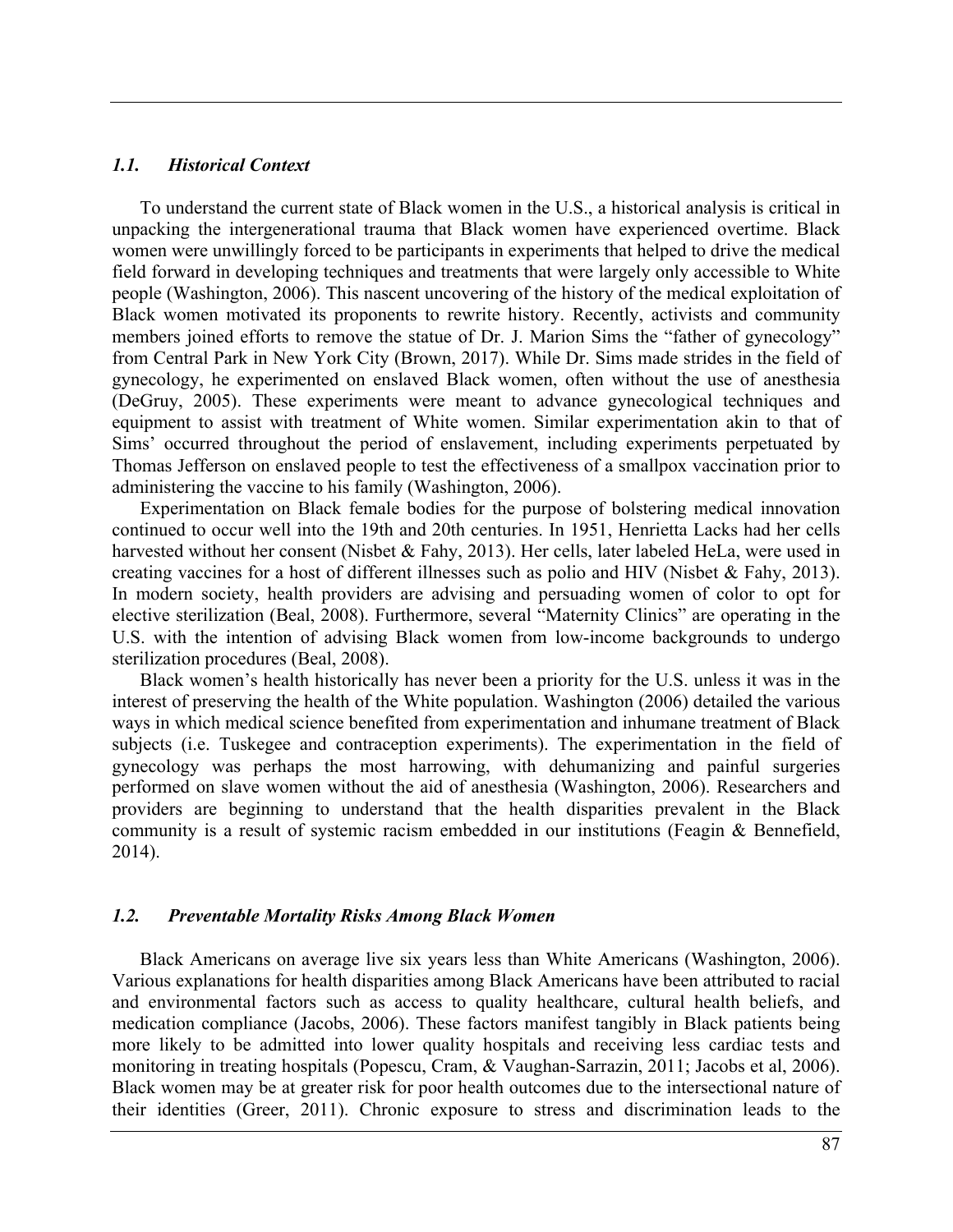### *1.1. Historical Context*

To understand the current state of Black women in the U.S., a historical analysis is critical in unpacking the intergenerational trauma that Black women have experienced overtime. Black women were unwillingly forced to be participants in experiments that helped to drive the medical field forward in developing techniques and treatments that were largely only accessible to White people (Washington, 2006). This nascent uncovering of the history of the medical exploitation of Black women motivated its proponents to rewrite history. Recently, activists and community members joined efforts to remove the statue of Dr. J. Marion Sims the "father of gynecology" from Central Park in New York City (Brown, 2017). While Dr. Sims made strides in the field of gynecology, he experimented on enslaved Black women, often without the use of anesthesia (DeGruy, 2005). These experiments were meant to advance gynecological techniques and equipment to assist with treatment of White women. Similar experimentation akin to that of Sims' occurred throughout the period of enslavement, including experiments perpetuated by Thomas Jefferson on enslaved people to test the effectiveness of a smallpox vaccination prior to administering the vaccine to his family (Washington, 2006).

Experimentation on Black female bodies for the purpose of bolstering medical innovation continued to occur well into the 19th and 20th centuries. In 1951, Henrietta Lacks had her cells harvested without her consent (Nisbet & Fahy, 2013). Her cells, later labeled HeLa, were used in creating vaccines for a host of different illnesses such as polio and HIV (Nisbet & Fahy, 2013). In modern society, health providers are advising and persuading women of color to opt for elective sterilization (Beal, 2008). Furthermore, several "Maternity Clinics" are operating in the U.S. with the intention of advising Black women from low-income backgrounds to undergo sterilization procedures (Beal, 2008).

Black women's health historically has never been a priority for the U.S. unless it was in the interest of preserving the health of the White population. Washington (2006) detailed the various ways in which medical science benefited from experimentation and inhumane treatment of Black subjects (i.e. Tuskegee and contraception experiments). The experimentation in the field of gynecology was perhaps the most harrowing, with dehumanizing and painful surgeries performed on slave women without the aid of anesthesia (Washington, 2006). Researchers and providers are beginning to understand that the health disparities prevalent in the Black community is a result of systemic racism embedded in our institutions (Feagin & Bennefield, 2014).

### *1.2. Preventable Mortality Risks Among Black Women*

Black Americans on average live six years less than White Americans (Washington, 2006). Various explanations for health disparities among Black Americans have been attributed to racial and environmental factors such as access to quality healthcare, cultural health beliefs, and medication compliance (Jacobs, 2006). These factors manifest tangibly in Black patients being more likely to be admitted into lower quality hospitals and receiving less cardiac tests and monitoring in treating hospitals (Popescu, Cram, & Vaughan-Sarrazin, 2011; Jacobs et al, 2006). Black women may be at greater risk for poor health outcomes due to the intersectional nature of their identities (Greer, 2011). Chronic exposure to stress and discrimination leads to the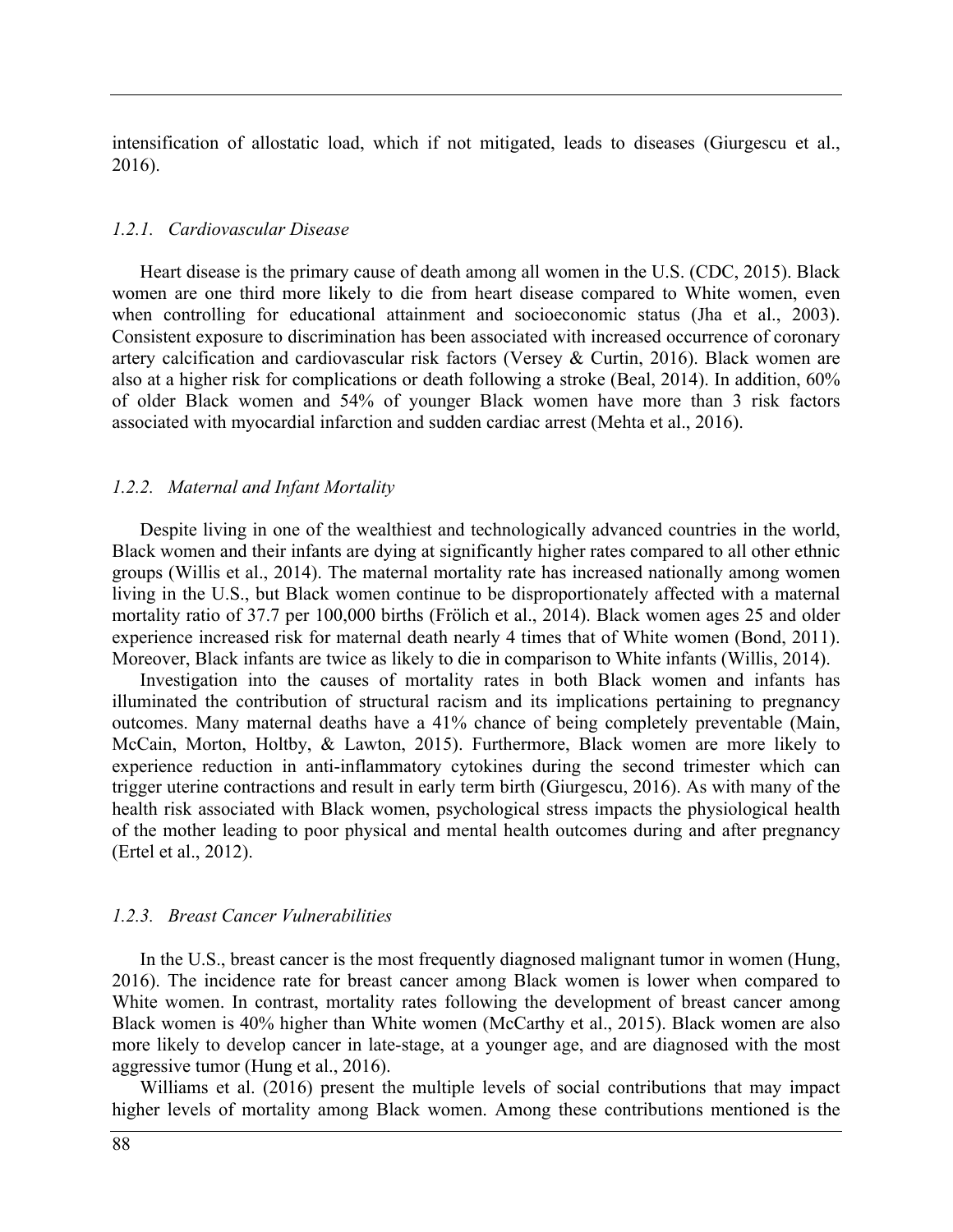intensification of allostatic load, which if not mitigated, leads to diseases (Giurgescu et al., 2016).

### *1.2.1. Cardiovascular Disease*

Heart disease is the primary cause of death among all women in the U.S. (CDC, 2015). Black women are one third more likely to die from heart disease compared to White women, even when controlling for educational attainment and socioeconomic status (Jha et al., 2003). Consistent exposure to discrimination has been associated with increased occurrence of coronary artery calcification and cardiovascular risk factors (Versey & Curtin, 2016). Black women are also at a higher risk for complications or death following a stroke (Beal, 2014). In addition, 60% of older Black women and 54% of younger Black women have more than 3 risk factors associated with myocardial infarction and sudden cardiac arrest (Mehta et al., 2016).

### *1.2.2. Maternal and Infant Mortality*

Despite living in one of the wealthiest and technologically advanced countries in the world, Black women and their infants are dying at significantly higher rates compared to all other ethnic groups (Willis et al., 2014). The maternal mortality rate has increased nationally among women living in the U.S., but Black women continue to be disproportionately affected with a maternal mortality ratio of 37.7 per 100,000 births (Frölich et al., 2014). Black women ages 25 and older experience increased risk for maternal death nearly 4 times that of White women (Bond, 2011). Moreover, Black infants are twice as likely to die in comparison to White infants (Willis, 2014).

Investigation into the causes of mortality rates in both Black women and infants has illuminated the contribution of structural racism and its implications pertaining to pregnancy outcomes. Many maternal deaths have a 41% chance of being completely preventable (Main, McCain, Morton, Holtby, & Lawton, 2015). Furthermore, Black women are more likely to experience reduction in anti-inflammatory cytokines during the second trimester which can trigger uterine contractions and result in early term birth (Giurgescu, 2016). As with many of the health risk associated with Black women, psychological stress impacts the physiological health of the mother leading to poor physical and mental health outcomes during and after pregnancy (Ertel et al., 2012).

### *1.2.3. Breast Cancer Vulnerabilities*

In the U.S., breast cancer is the most frequently diagnosed malignant tumor in women (Hung, 2016). The incidence rate for breast cancer among Black women is lower when compared to White women. In contrast, mortality rates following the development of breast cancer among Black women is 40% higher than White women (McCarthy et al., 2015). Black women are also more likely to develop cancer in late-stage, at a younger age, and are diagnosed with the most aggressive tumor (Hung et al., 2016).

Williams et al. (2016) present the multiple levels of social contributions that may impact higher levels of mortality among Black women. Among these contributions mentioned is the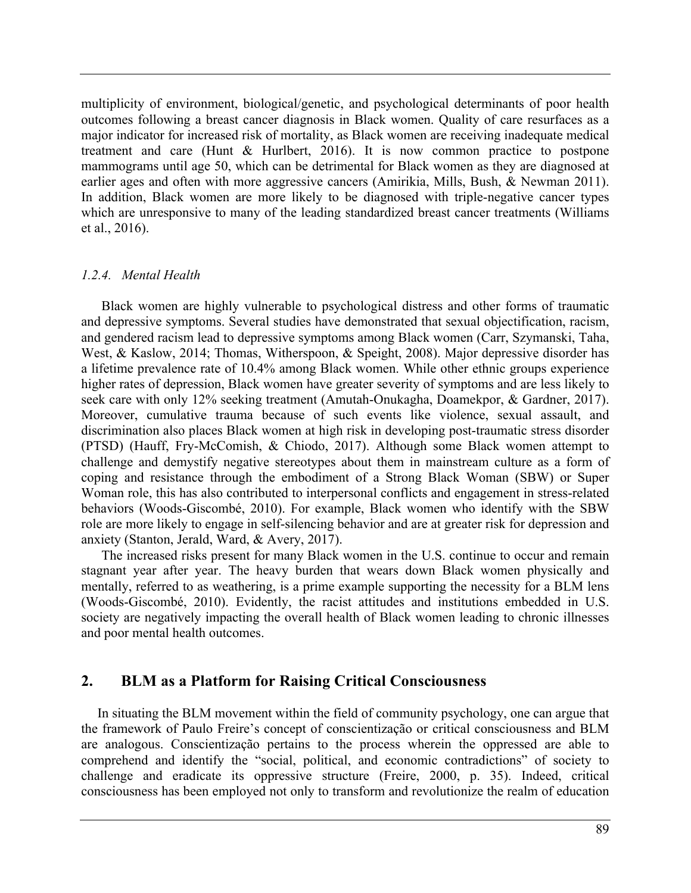multiplicity of environment, biological/genetic, and psychological determinants of poor health outcomes following a breast cancer diagnosis in Black women. Quality of care resurfaces as a major indicator for increased risk of mortality, as Black women are receiving inadequate medical treatment and care (Hunt & Hurlbert, 2016). It is now common practice to postpone mammograms until age 50, which can be detrimental for Black women as they are diagnosed at earlier ages and often with more aggressive cancers (Amirikia, Mills, Bush, & Newman 2011). In addition, Black women are more likely to be diagnosed with triple-negative cancer types which are unresponsive to many of the leading standardized breast cancer treatments (Williams et al., 2016).

### *1.2.4. Mental Health*

Black women are highly vulnerable to psychological distress and other forms of traumatic and depressive symptoms. Several studies have demonstrated that sexual objectification, racism, and gendered racism lead to depressive symptoms among Black women (Carr, Szymanski, Taha, West, & Kaslow, 2014; Thomas, Witherspoon, & Speight, 2008). Major depressive disorder has a lifetime prevalence rate of 10.4% among Black women. While other ethnic groups experience higher rates of depression, Black women have greater severity of symptoms and are less likely to seek care with only 12% seeking treatment (Amutah-Onukagha, Doamekpor, & Gardner, 2017). Moreover, cumulative trauma because of such events like violence, sexual assault, and discrimination also places Black women at high risk in developing post-traumatic stress disorder (PTSD) (Hauff, Fry-McComish, & Chiodo, 2017). Although some Black women attempt to challenge and demystify negative stereotypes about them in mainstream culture as a form of coping and resistance through the embodiment of a Strong Black Woman (SBW) or Super Woman role, this has also contributed to interpersonal conflicts and engagement in stress-related behaviors (Woods-Giscombé, 2010). For example, Black women who identify with the SBW role are more likely to engage in self-silencing behavior and are at greater risk for depression and anxiety (Stanton, Jerald, Ward, & Avery, 2017).

The increased risks present for many Black women in the U.S. continue to occur and remain stagnant year after year. The heavy burden that wears down Black women physically and mentally, referred to as weathering, is a prime example supporting the necessity for a BLM lens (Woods-Giscombé, 2010). Evidently, the racist attitudes and institutions embedded in U.S. society are negatively impacting the overall health of Black women leading to chronic illnesses and poor mental health outcomes.

## 2. BLM as a Platform for Raising Critical Consciousness

In situating the BLM movement within the field of community psychology, one can argue that the framework of Paulo Freire's concept of conscientização or critical consciousness and BLM are analogous. Conscientização pertains to the process wherein the oppressed are able to comprehend and identify the "social, political, and economic contradictions" of society to challenge and eradicate its oppressive structure (Freire, 2000, p. 35). Indeed, critical consciousness has been employed not only to transform and revolutionize the realm of education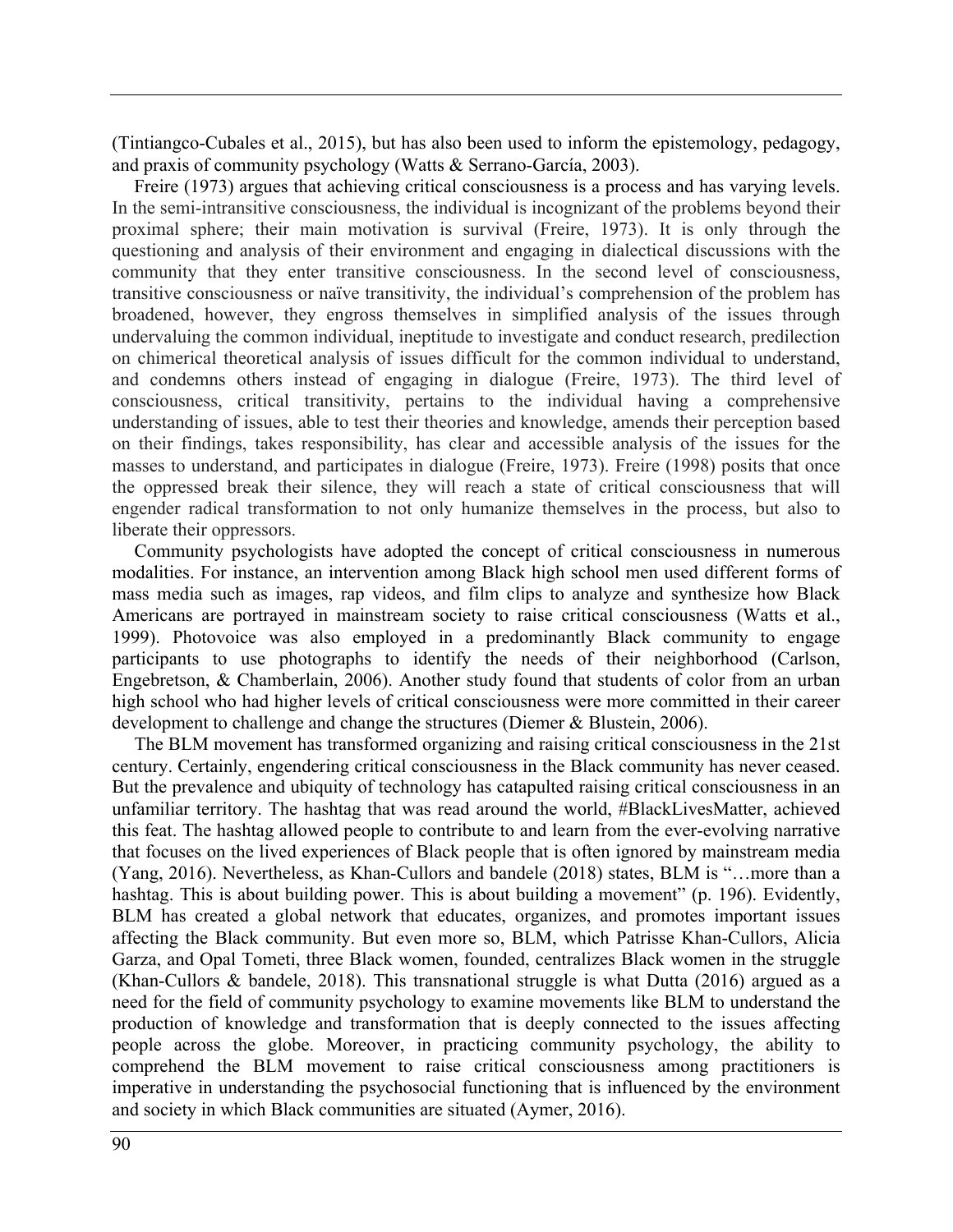(Tintiangco-Cubales et al., 2015), but has also been used to inform the epistemology, pedagogy, and praxis of community psychology (Watts & Serrano-García, 2003).

Freire (1973) argues that achieving critical consciousness is a process and has varying levels. In the semi-intransitive consciousness, the individual is incognizant of the problems beyond their proximal sphere; their main motivation is survival (Freire, 1973). It is only through the questioning and analysis of their environment and engaging in dialectical discussions with the community that they enter transitive consciousness. In the second level of consciousness, transitive consciousness or naïve transitivity, the individual's comprehension of the problem has broadened, however, they engross themselves in simplified analysis of the issues through undervaluing the common individual, ineptitude to investigate and conduct research, predilection on chimerical theoretical analysis of issues difficult for the common individual to understand, and condemns others instead of engaging in dialogue (Freire, 1973). The third level of consciousness, critical transitivity, pertains to the individual having a comprehensive understanding of issues, able to test their theories and knowledge, amends their perception based on their findings, takes responsibility, has clear and accessible analysis of the issues for the masses to understand, and participates in dialogue (Freire, 1973). Freire (1998) posits that once the oppressed break their silence, they will reach a state of critical consciousness that will engender radical transformation to not only humanize themselves in the process, but also to liberate their oppressors.

Community psychologists have adopted the concept of critical consciousness in numerous modalities. For instance, an intervention among Black high school men used different forms of mass media such as images, rap videos, and film clips to analyze and synthesize how Black Americans are portrayed in mainstream society to raise critical consciousness (Watts et al., 1999). Photovoice was also employed in a predominantly Black community to engage participants to use photographs to identify the needs of their neighborhood (Carlson, Engebretson, & Chamberlain, 2006). Another study found that students of color from an urban high school who had higher levels of critical consciousness were more committed in their career development to challenge and change the structures (Diemer & Blustein, 2006).

The BLM movement has transformed organizing and raising critical consciousness in the 21st century. Certainly, engendering critical consciousness in the Black community has never ceased. But the prevalence and ubiquity of technology has catapulted raising critical consciousness in an unfamiliar territory. The hashtag that was read around the world, #BlackLivesMatter, achieved this feat. The hashtag allowed people to contribute to and learn from the ever-evolving narrative that focuses on the lived experiences of Black people that is often ignored by mainstream media (Yang, 2016). Nevertheless, as Khan-Cullors and bandele (2018) states, BLM is "…more than a hashtag. This is about building power. This is about building a movement" (p. 196). Evidently, BLM has created a global network that educates, organizes, and promotes important issues affecting the Black community. But even more so, BLM, which Patrisse Khan-Cullors, Alicia Garza, and Opal Tometi, three Black women, founded, centralizes Black women in the struggle (Khan-Cullors & bandele, 2018). This transnational struggle is what Dutta (2016) argued as a need for the field of community psychology to examine movements like BLM to understand the production of knowledge and transformation that is deeply connected to the issues affecting people across the globe. Moreover, in practicing community psychology, the ability to comprehend the BLM movement to raise critical consciousness among practitioners is imperative in understanding the psychosocial functioning that is influenced by the environment and society in which Black communities are situated (Aymer, 2016).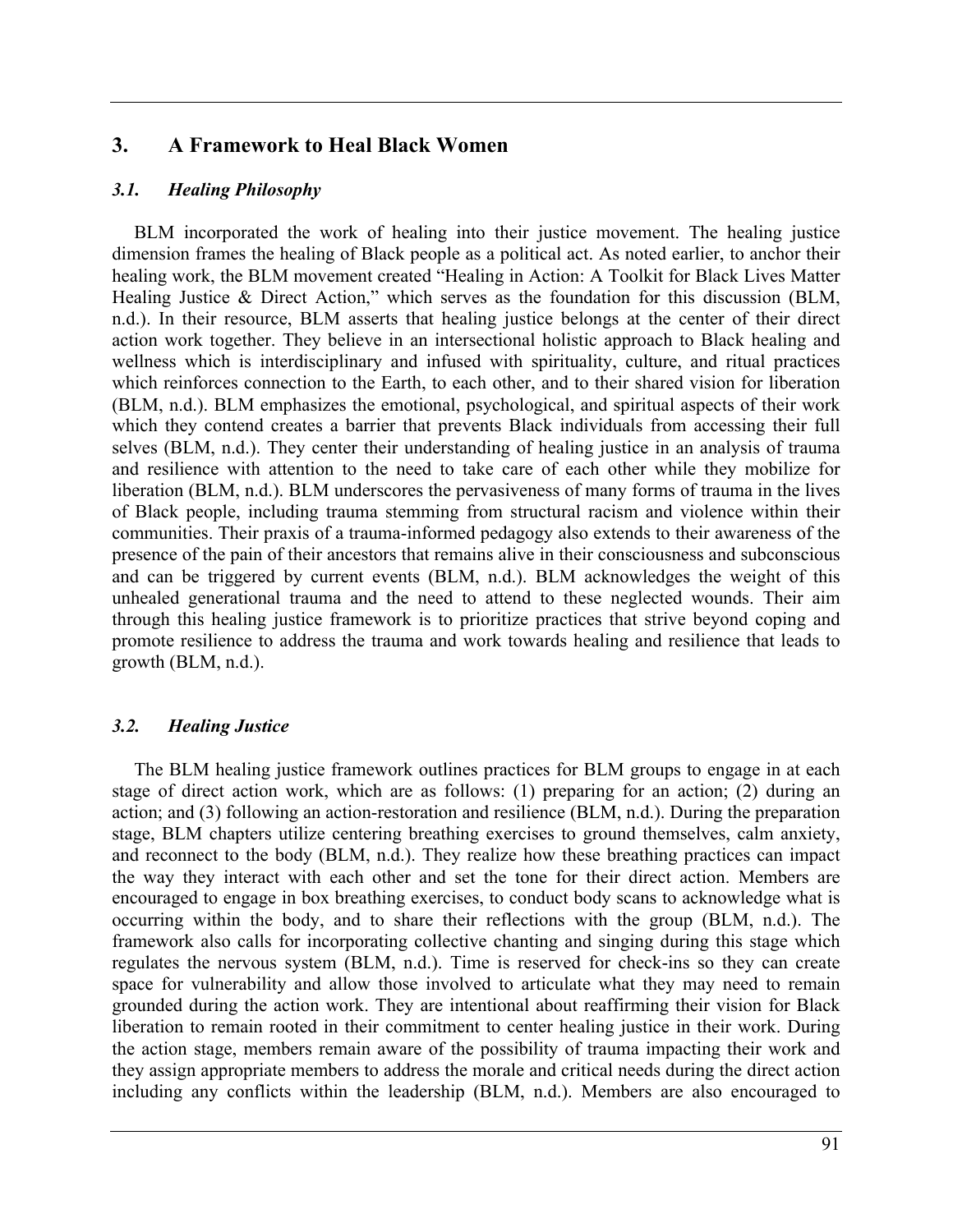## 3. A Framework to Heal Black Women

### *3.1. Healing Philosophy*

BLM incorporated the work of healing into their justice movement. The healing justice dimension frames the healing of Black people as a political act. As noted earlier, to anchor their healing work, the BLM movement created "Healing in Action: A Toolkit for Black Lives Matter Healing Justice & Direct Action," which serves as the foundation for this discussion (BLM, n.d.). In their resource, BLM asserts that healing justice belongs at the center of their direct action work together. They believe in an intersectional holistic approach to Black healing and wellness which is interdisciplinary and infused with spirituality, culture, and ritual practices which reinforces connection to the Earth, to each other, and to their shared vision for liberation (BLM, n.d.). BLM emphasizes the emotional, psychological, and spiritual aspects of their work which they contend creates a barrier that prevents Black individuals from accessing their full selves (BLM, n.d.). They center their understanding of healing justice in an analysis of trauma and resilience with attention to the need to take care of each other while they mobilize for liberation (BLM, n.d.). BLM underscores the pervasiveness of many forms of trauma in the lives of Black people, including trauma stemming from structural racism and violence within their communities. Their praxis of a trauma-informed pedagogy also extends to their awareness of the presence of the pain of their ancestors that remains alive in their consciousness and subconscious and can be triggered by current events (BLM, n.d.). BLM acknowledges the weight of this unhealed generational trauma and the need to attend to these neglected wounds. Their aim through this healing justice framework is to prioritize practices that strive beyond coping and promote resilience to address the trauma and work towards healing and resilience that leads to growth (BLM, n.d.).

### *3.2. Healing Justice*

The BLM healing justice framework outlines practices for BLM groups to engage in at each stage of direct action work, which are as follows: (1) preparing for an action; (2) during an action; and (3) following an action-restoration and resilience (BLM, n.d.). During the preparation stage, BLM chapters utilize centering breathing exercises to ground themselves, calm anxiety, and reconnect to the body (BLM, n.d.). They realize how these breathing practices can impact the way they interact with each other and set the tone for their direct action. Members are encouraged to engage in box breathing exercises, to conduct body scans to acknowledge what is occurring within the body, and to share their reflections with the group (BLM, n.d.). The framework also calls for incorporating collective chanting and singing during this stage which regulates the nervous system (BLM, n.d.). Time is reserved for check-ins so they can create space for vulnerability and allow those involved to articulate what they may need to remain grounded during the action work. They are intentional about reaffirming their vision for Black liberation to remain rooted in their commitment to center healing justice in their work. During the action stage, members remain aware of the possibility of trauma impacting their work and they assign appropriate members to address the morale and critical needs during the direct action including any conflicts within the leadership (BLM, n.d.). Members are also encouraged to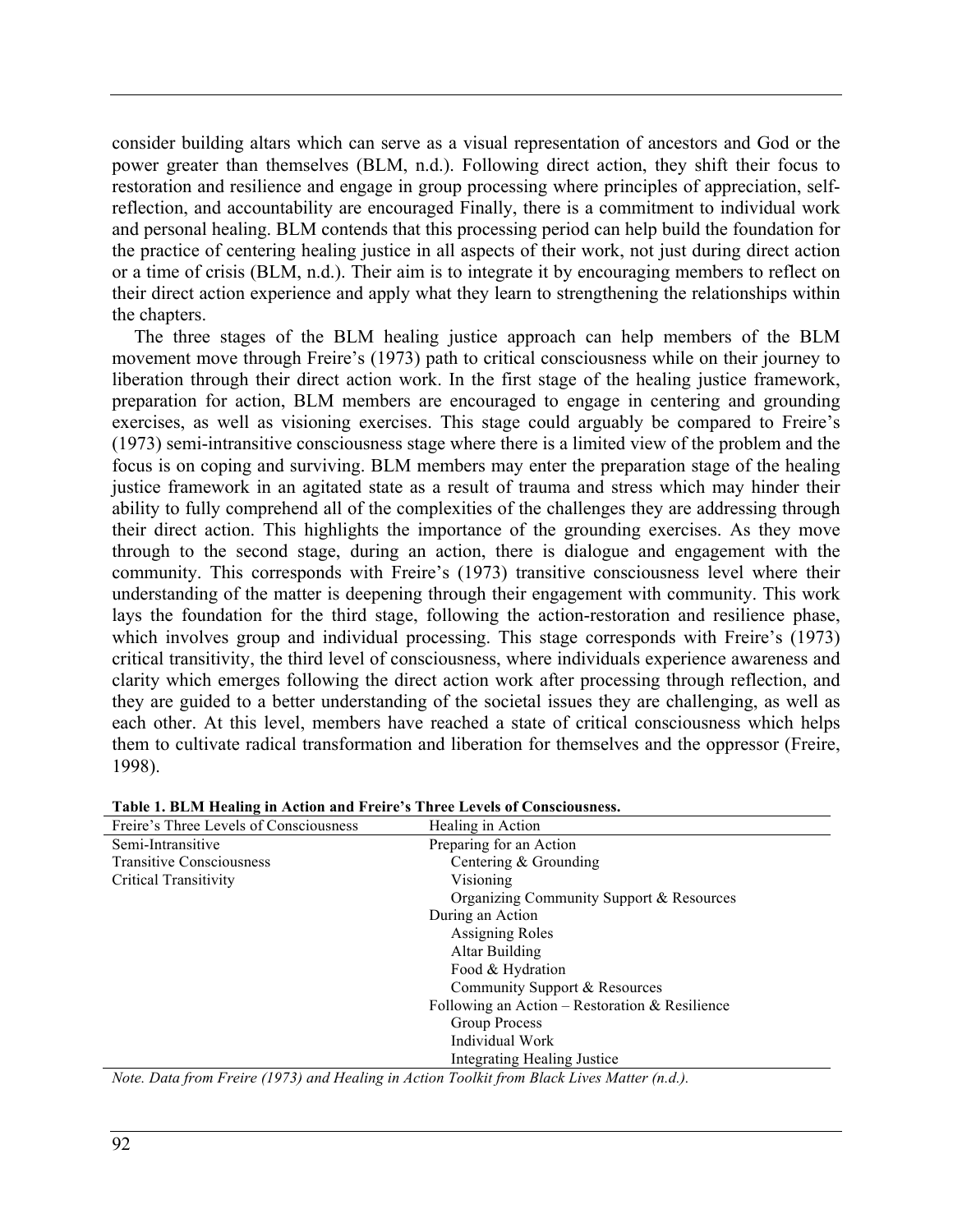consider building altars which can serve as a visual representation of ancestors and God or the power greater than themselves (BLM, n.d.). Following direct action, they shift their focus to restoration and resilience and engage in group processing where principles of appreciation, self-reflection, and accountability are encouraged Finally, there is a commitment to individual work and personal healing. BLM contends that this processing period can help build the foundation for the practice of centering healing justice in all aspects of their work, not just during direct action or a time of crisis (BLM, n.d.). Their aim is to integrate it by encouraging members to reflect on their direct action experience and apply what they learn to strengthening the relationships within the chapters.

The three stages of the BLM healing justice approach can help members of the BLM movement move through Freire's (1973) path to critical consciousness while on their journey to liberation through their direct action work. In the first stage of the healing justice framework, preparation for action, BLM members are encouraged to engage in centering and grounding exercises, as well as visioning exercises. This stage could arguably be compared to Freire's (1973) semi-intransitive consciousness stage where there is a limited view of the problem and the focus is on coping and surviving. BLM members may enter the preparation stage of the healing justice framework in an agitated state as a result of trauma and stress which may hinder their ability to fully comprehend all of the complexities of the challenges they are addressing through their direct action. This highlights the importance of the grounding exercises. As they move through to the second stage, during an action, there is dialogue and engagement with the community. This corresponds with Freire's (1973) transitive consciousness level where their understanding of the matter is deepening through their engagement with community. This work lays the foundation for the third stage, following the action-restoration and resilience phase, which involves group and individual processing. This stage corresponds with Freire's (1973) critical transitivity, the third level of consciousness, where individuals experience awareness and clarity which emerges following the direct action work after processing through reflection, and they are guided to a better understanding of the societal issues they are challenging, as well as each other. At this level, members have reached a state of critical consciousness which helps them to cultivate radical transformation and liberation for themselves and the oppressor (Freire, 1998).

**Table 1. BLM Healing in Action and Freire's Three Levels of Consciousness.**

| Freire's Three Levels of Consciousness | Healing in Action |
|---|---|
| Semi-Intransitive | Preparing for an Action |
| Transitive Consciousness | Centering & Grounding |
| Critical Transitivity | Visioning |
| | Organizing Community Support & Resources |
| | During an Action |
| | Assigning Roles |
| | Altar Building |
| | Food & Hydration |
| | Community Support & Resources |
| | Following an Action – Restoration & Resilience |
| | Group Process |
| | Individual Work |
| | Integrating Healing Justice |

*Note. Data from Freire (1973) and Healing in Action Toolkit from Black Lives Matter (n.d.).*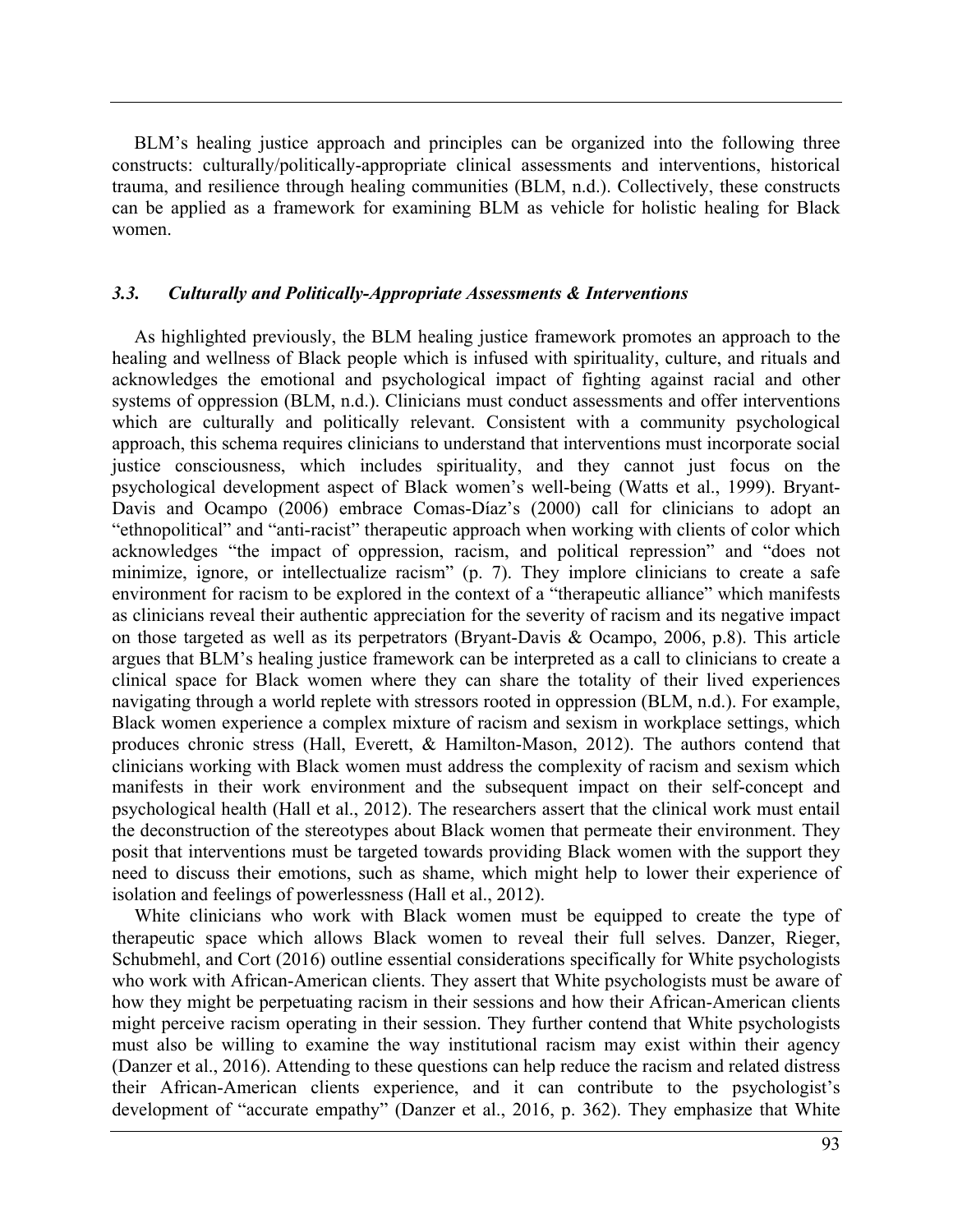BLM's healing justice approach and principles can be organized into the following three constructs: culturally/politically-appropriate clinical assessments and interventions, historical trauma, and resilience through healing communities (BLM, n.d.). Collectively, these constructs can be applied as a framework for examining BLM as vehicle for holistic healing for Black women.

### *3.3. Culturally and Politically-Appropriate Assessments & Interventions*

As highlighted previously, the BLM healing justice framework promotes an approach to the healing and wellness of Black people which is infused with spirituality, culture, and rituals and acknowledges the emotional and psychological impact of fighting against racial and other systems of oppression (BLM, n.d.). Clinicians must conduct assessments and offer interventions which are culturally and politically relevant. Consistent with a community psychological approach, this schema requires clinicians to understand that interventions must incorporate social justice consciousness, which includes spirituality, and they cannot just focus on the psychological development aspect of Black women's well-being (Watts et al., 1999). Bryant-Davis and Ocampo (2006) embrace Comas-Díaz's (2000) call for clinicians to adopt an "ethnopolitical" and "anti-racist" therapeutic approach when working with clients of color which acknowledges "the impact of oppression, racism, and political repression" and "does not minimize, ignore, or intellectualize racism" (p. 7). They implore clinicians to create a safe environment for racism to be explored in the context of a "therapeutic alliance" which manifests as clinicians reveal their authentic appreciation for the severity of racism and its negative impact on those targeted as well as its perpetrators (Bryant-Davis & Ocampo, 2006, p.8). This article argues that BLM's healing justice framework can be interpreted as a call to clinicians to create a clinical space for Black women where they can share the totality of their lived experiences navigating through a world replete with stressors rooted in oppression (BLM, n.d.). For example, Black women experience a complex mixture of racism and sexism in workplace settings, which produces chronic stress (Hall, Everett, & Hamilton-Mason, 2012). The authors contend that clinicians working with Black women must address the complexity of racism and sexism which manifests in their work environment and the subsequent impact on their self-concept and psychological health (Hall et al., 2012). The researchers assert that the clinical work must entail the deconstruction of the stereotypes about Black women that permeate their environment. They posit that interventions must be targeted towards providing Black women with the support they need to discuss their emotions, such as shame, which might help to lower their experience of isolation and feelings of powerlessness (Hall et al., 2012).

White clinicians who work with Black women must be equipped to create the type of therapeutic space which allows Black women to reveal their full selves. Danzer, Rieger, Schubmehl, and Cort (2016) outline essential considerations specifically for White psychologists who work with African-American clients. They assert that White psychologists must be aware of how they might be perpetuating racism in their sessions and how their African-American clients might perceive racism operating in their session. They further contend that White psychologists must also be willing to examine the way institutional racism may exist within their agency (Danzer et al., 2016). Attending to these questions can help reduce the racism and related distress their African-American clients experience, and it can contribute to the psychologist's development of "accurate empathy" (Danzer et al., 2016, p. 362). They emphasize that White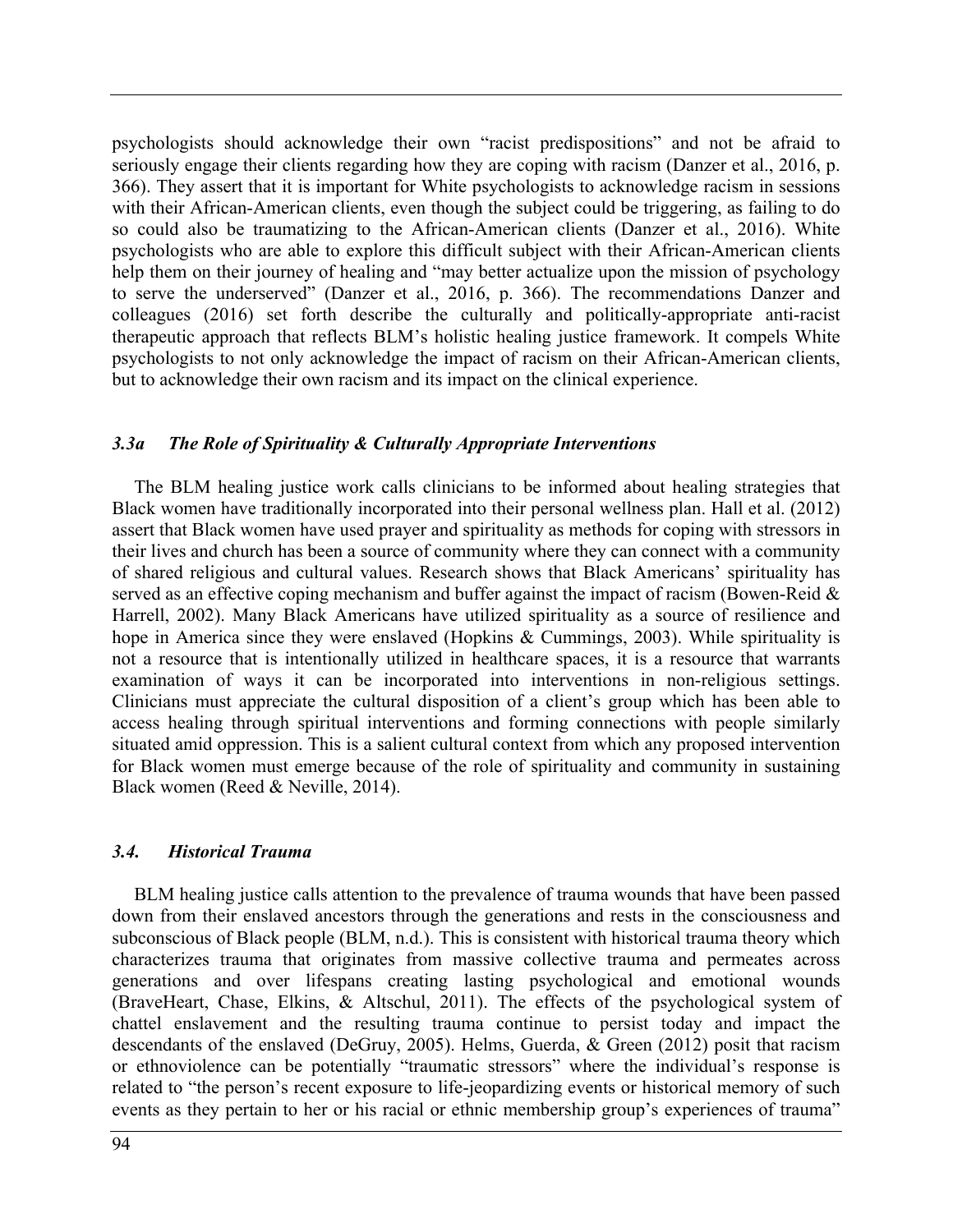psychologists should acknowledge their own "racist predispositions" and not be afraid to seriously engage their clients regarding how they are coping with racism (Danzer et al., 2016, p. 366). They assert that it is important for White psychologists to acknowledge racism in sessions with their African-American clients, even though the subject could be triggering, as failing to do so could also be traumatizing to the African-American clients (Danzer et al., 2016). White psychologists who are able to explore this difficult subject with their African-American clients help them on their journey of healing and "may better actualize upon the mission of psychology to serve the underserved" (Danzer et al., 2016, p. 366). The recommendations Danzer and colleagues (2016) set forth describe the culturally and politically-appropriate anti-racist therapeutic approach that reflects BLM's holistic healing justice framework. It compels White psychologists to not only acknowledge the impact of racism on their African-American clients, but to acknowledge their own racism and its impact on the clinical experience.

### *3.3a The Role of Spirituality & Culturally Appropriate Interventions*

The BLM healing justice work calls clinicians to be informed about healing strategies that Black women have traditionally incorporated into their personal wellness plan. Hall et al. (2012) assert that Black women have used prayer and spirituality as methods for coping with stressors in their lives and church has been a source of community where they can connect with a community of shared religious and cultural values. Research shows that Black Americans' spirituality has served as an effective coping mechanism and buffer against the impact of racism (Bowen-Reid & Harrell, 2002). Many Black Americans have utilized spirituality as a source of resilience and hope in America since they were enslaved (Hopkins & Cummings, 2003). While spirituality is not a resource that is intentionally utilized in healthcare spaces, it is a resource that warrants examination of ways it can be incorporated into interventions in non-religious settings. Clinicians must appreciate the cultural disposition of a client's group which has been able to access healing through spiritual interventions and forming connections with people similarly situated amid oppression. This is a salient cultural context from which any proposed intervention for Black women must emerge because of the role of spirituality and community in sustaining Black women (Reed & Neville, 2014).

### *3.4. Historical Trauma*

BLM healing justice calls attention to the prevalence of trauma wounds that have been passed down from their enslaved ancestors through the generations and rests in the consciousness and subconscious of Black people (BLM, n.d.). This is consistent with historical trauma theory which characterizes trauma that originates from massive collective trauma and permeates across generations and over lifespans creating lasting psychological and emotional wounds (BraveHeart, Chase, Elkins, & Altschul, 2011). The effects of the psychological system of chattel enslavement and the resulting trauma continue to persist today and impact the descendants of the enslaved (DeGruy, 2005). Helms, Guerda, & Green (2012) posit that racism or ethnoviolence can be potentially "traumatic stressors" where the individual's response is related to "the person's recent exposure to life-jeopardizing events or historical memory of such events as they pertain to her or his racial or ethnic membership group's experiences of trauma"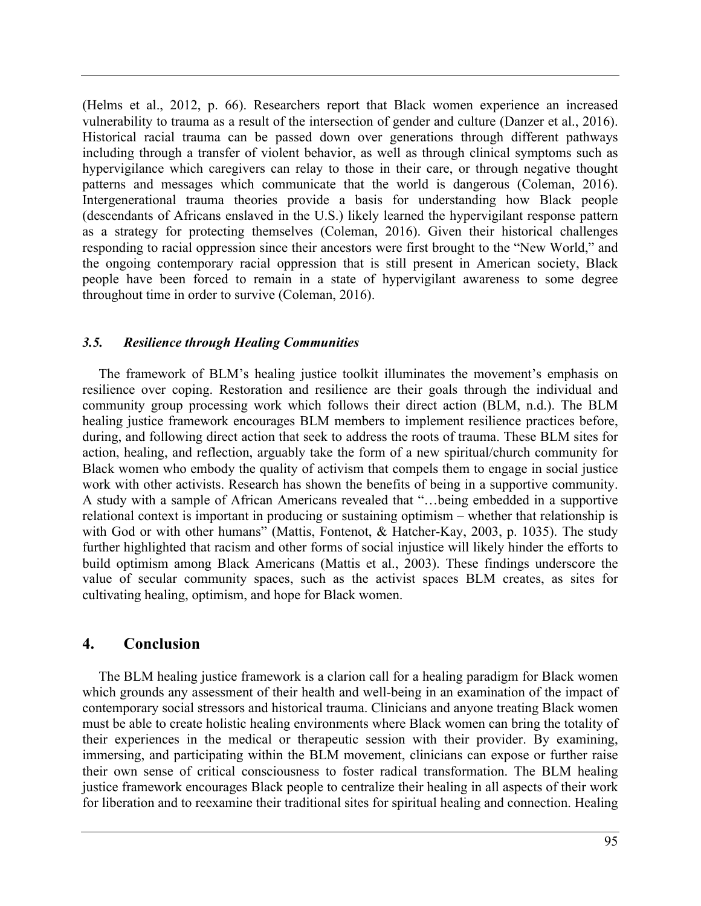(Helms et al., 2012, p. 66). Researchers report that Black women experience an increased vulnerability to trauma as a result of the intersection of gender and culture (Danzer et al., 2016). Historical racial trauma can be passed down over generations through different pathways including through a transfer of violent behavior, as well as through clinical symptoms such as hypervigilance which caregivers can relay to those in their care, or through negative thought patterns and messages which communicate that the world is dangerous (Coleman, 2016). Intergenerational trauma theories provide a basis for understanding how Black people (descendants of Africans enslaved in the U.S.) likely learned the hypervigilant response pattern as a strategy for protecting themselves (Coleman, 2016). Given their historical challenges responding to racial oppression since their ancestors were first brought to the "New World," and the ongoing contemporary racial oppression that is still present in American society, Black people have been forced to remain in a state of hypervigilant awareness to some degree throughout time in order to survive (Coleman, 2016).

### *3.5. Resilience through Healing Communities*

The framework of BLM's healing justice toolkit illuminates the movement's emphasis on resilience over coping. Restoration and resilience are their goals through the individual and community group processing work which follows their direct action (BLM, n.d.). The BLM healing justice framework encourages BLM members to implement resilience practices before, during, and following direct action that seek to address the roots of trauma. These BLM sites for action, healing, and reflection, arguably take the form of a new spiritual/church community for Black women who embody the quality of activism that compels them to engage in social justice work with other activists. Research has shown the benefits of being in a supportive community. A study with a sample of African Americans revealed that "…being embedded in a supportive relational context is important in producing or sustaining optimism – whether that relationship is with God or with other humans" (Mattis, Fontenot, & Hatcher-Kay, 2003, p. 1035). The study further highlighted that racism and other forms of social injustice will likely hinder the efforts to build optimism among Black Americans (Mattis et al., 2003). These findings underscore the value of secular community spaces, such as the activist spaces BLM creates, as sites for cultivating healing, optimism, and hope for Black women.

## 4. Conclusion

The BLM healing justice framework is a clarion call for a healing paradigm for Black women which grounds any assessment of their health and well-being in an examination of the impact of contemporary social stressors and historical trauma. Clinicians and anyone treating Black women must be able to create holistic healing environments where Black women can bring the totality of their experiences in the medical or therapeutic session with their provider. By examining, immersing, and participating within the BLM movement, clinicians can expose or further raise their own sense of critical consciousness to foster radical transformation. The BLM healing justice framework encourages Black people to centralize their healing in all aspects of their work for liberation and to reexamine their traditional sites for spiritual healing and connection. Healing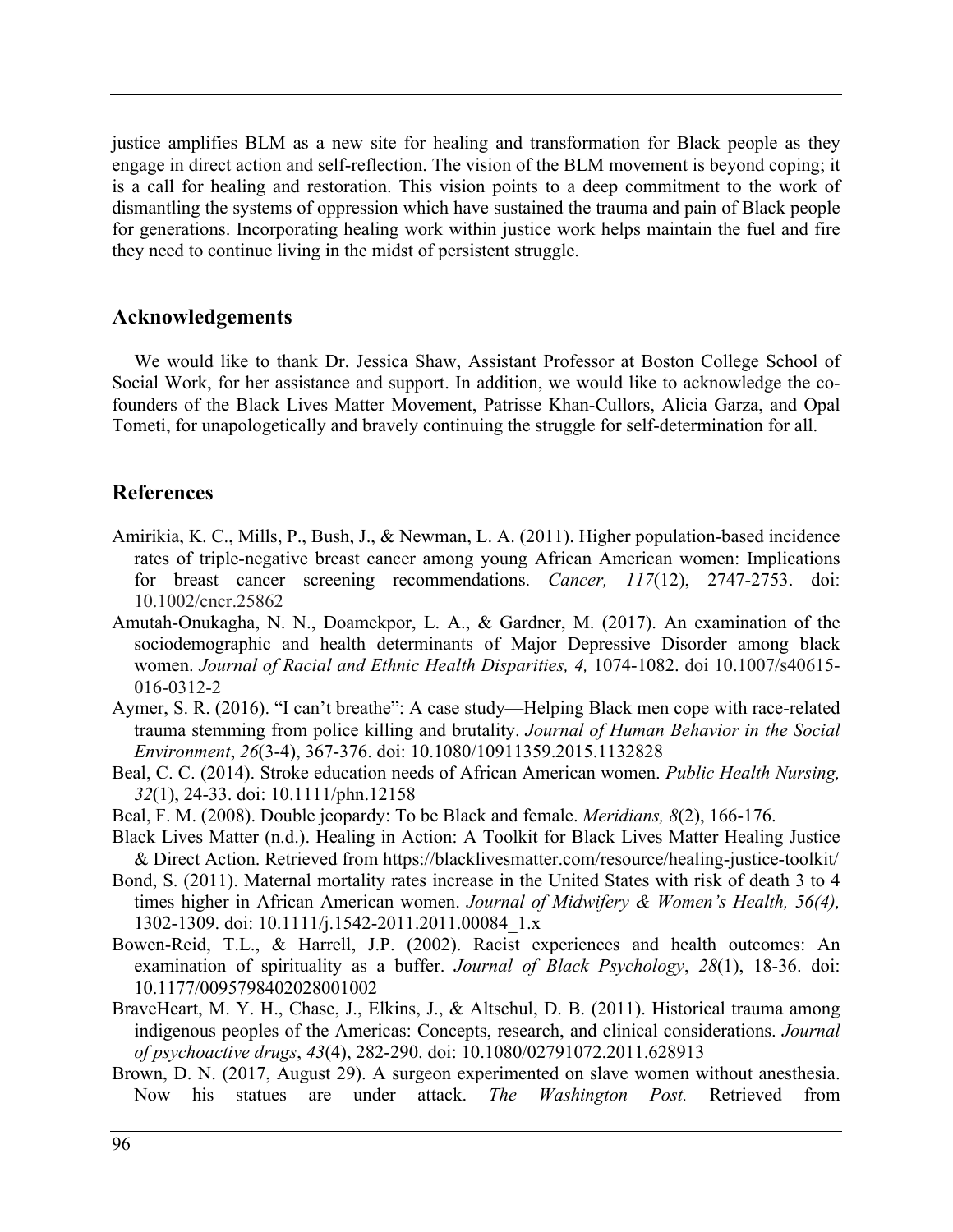justice amplifies BLM as a new site for healing and transformation for Black people as they engage in direct action and self-reflection. The vision of the BLM movement is beyond coping; it is a call for healing and restoration. This vision points to a deep commitment to the work of dismantling the systems of oppression which have sustained the trauma and pain of Black people for generations. Incorporating healing work within justice work helps maintain the fuel and fire they need to continue living in the midst of persistent struggle.

## Acknowledgements

We would like to thank Dr. Jessica Shaw, Assistant Professor at Boston College School of Social Work, for her assistance and support. In addition, we would like to acknowledge the co-founders of the Black Lives Matter Movement, Patrisse Khan-Cullors, Alicia Garza, and Opal Tometi, for unapologetically and bravely continuing the struggle for self-determination for all.

## References

Amirikia, K. C., Mills, P., Bush, J., & Newman, L. A. (2011). Higher population-based incidence rates of triple-negative breast cancer among young African American women: Implications for breast cancer screening recommendations. *Cancer, 117*(12), 2747-2753. doi: 10.1002/cncr.25862

Amutah-Onukagha, N. N., Doamekpor, L. A., & Gardner, M. (2017). An examination of the sociodemographic and health determinants of Major Depressive Disorder among black women. *Journal of Racial and Ethnic Health Disparities, 4,* 1074-1082. doi 10.1007/s40615-016-0312-2

Aymer, S. R. (2016). "I can't breathe": A case study—Helping Black men cope with race-related trauma stemming from police killing and brutality. *Journal of Human Behavior in the Social Environment*, *26*(3-4), 367-376. doi: 10.1080/10911359.2015.1132828

Beal, C. C. (2014). Stroke education needs of African American women. *Public Health Nursing, 32*(1), 24-33. doi: 10.1111/phn.12158

Beal, F. M. (2008). Double jeopardy: To be Black and female. *Meridians, 8*(2), 166-176.

Black Lives Matter (n.d.). Healing in Action: A Toolkit for Black Lives Matter Healing Justice & Direct Action. Retrieved from https://blacklivesmatter.com/resource/healing-justice-toolkit/

Bond, S. (2011). Maternal mortality rates increase in the United States with risk of death 3 to 4 times higher in African American women. *Journal of Midwifery & Women's Health, 56(4),* 1302-1309. doi: 10.1111/j.1542-2011.2011.00084_1.x

Bowen-Reid, T.L., & Harrell, J.P. (2002). Racist experiences and health outcomes: An examination of spirituality as a buffer. *Journal of Black Psychology*, *28*(1), 18-36. doi: 10.1177/0095798402028001002

BraveHeart, M. Y. H., Chase, J., Elkins, J., & Altschul, D. B. (2011). Historical trauma among indigenous peoples of the Americas: Concepts, research, and clinical considerations. *Journal of psychoactive drugs*, *43*(4), 282-290. doi: 10.1080/02791072.2011.628913

Brown, D. N. (2017, August 29). A surgeon experimented on slave women without anesthesia. Now his statues are under attack. *The Washington Post.* Retrieved from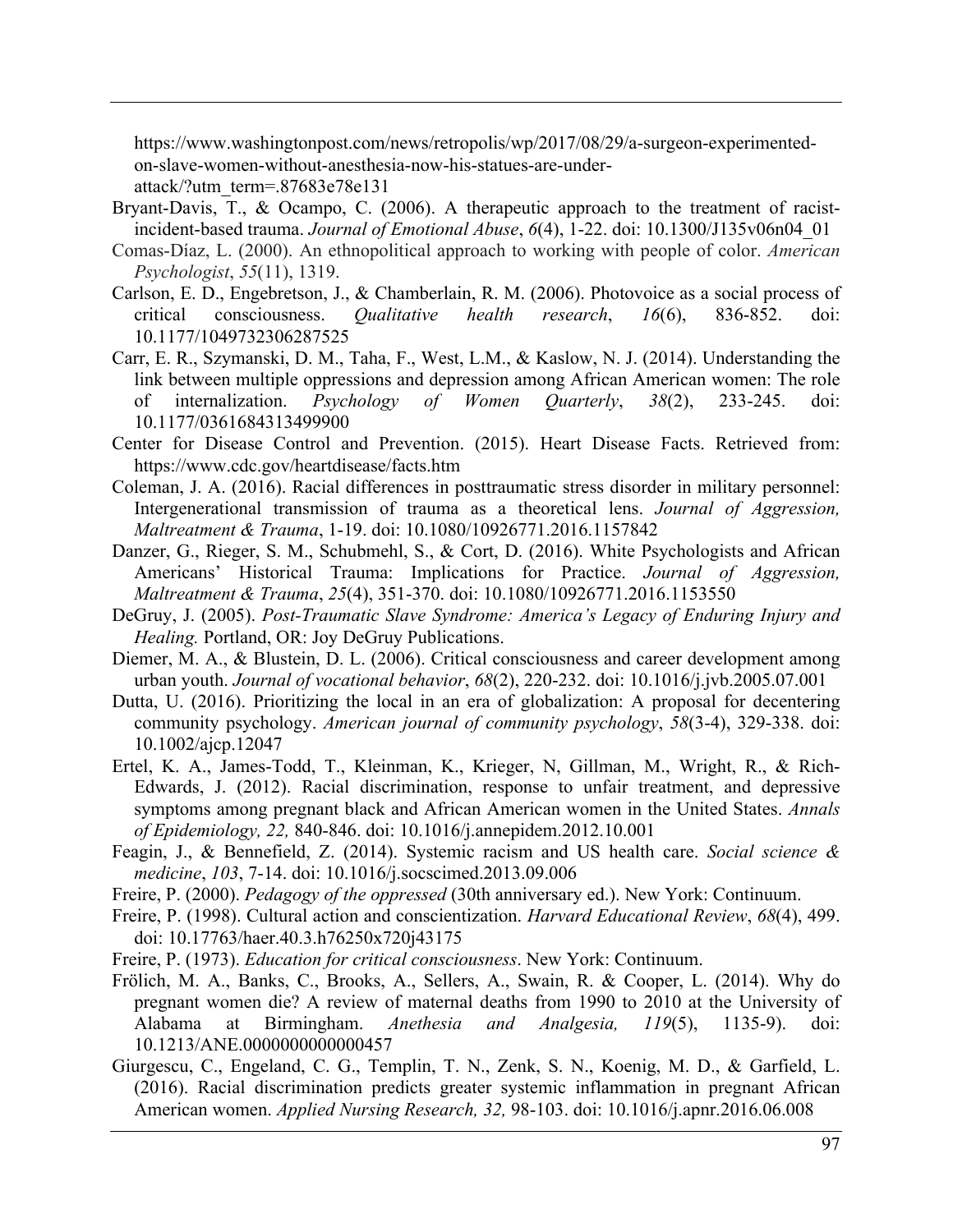https://www.washingtonpost.com/news/retropolis/wp/2017/08/29/a-surgeon-experimented-on-slave-women-without-anesthesia-now-his-statues-are-under-attack/?utm_term=.87683e78e131

Bryant-Davis, T., & Ocampo, C. (2006). A therapeutic approach to the treatment of racist-incident-based trauma. *Journal of Emotional Abuse*, *6*(4), 1-22. doi: 10.1300/J135v06n04_01

Comas-Díaz, L. (2000). An ethnopolitical approach to working with people of color. *American Psychologist*, *55*(11), 1319.

Carlson, E. D., Engebretson, J., & Chamberlain, R. M. (2006). Photovoice as a social process of critical consciousness. *Qualitative health research*, *16*(6), 836-852. doi: 10.1177/1049732306287525

Carr, E. R., Szymanski, D. M., Taha, F., West, L.M., & Kaslow, N. J. (2014). Understanding the link between multiple oppressions and depression among African American women: The role of internalization. *Psychology of Women Quarterly*, *38*(2), 233-245. doi: 10.1177/0361684313499900

Center for Disease Control and Prevention. (2015). Heart Disease Facts. Retrieved from: https://www.cdc.gov/heartdisease/facts.htm

Coleman, J. A. (2016). Racial differences in posttraumatic stress disorder in military personnel: Intergenerational transmission of trauma as a theoretical lens. *Journal of Aggression, Maltreatment & Trauma*, 1-19. doi: 10.1080/10926771.2016.1157842

Danzer, G., Rieger, S. M., Schubmehl, S., & Cort, D. (2016). White Psychologists and African Americans' Historical Trauma: Implications for Practice. *Journal of Aggression, Maltreatment & Trauma*, *25*(4), 351-370. doi: 10.1080/10926771.2016.1153550

DeGruy, J. (2005). *Post-Traumatic Slave Syndrome: America's Legacy of Enduring Injury and Healing.* Portland, OR: Joy DeGruy Publications.

Diemer, M. A., & Blustein, D. L. (2006). Critical consciousness and career development among urban youth. *Journal of vocational behavior*, *68*(2), 220-232. doi: 10.1016/j.jvb.2005.07.001

Dutta, U. (2016). Prioritizing the local in an era of globalization: A proposal for decentering community psychology. *American journal of community psychology*, *58*(3-4), 329-338. doi: 10.1002/ajcp.12047

Ertel, K. A., James-Todd, T., Kleinman, K., Krieger, N, Gillman, M., Wright, R., & Rich-Edwards, J. (2012). Racial discrimination, response to unfair treatment, and depressive symptoms among pregnant black and African American women in the United States. *Annals of Epidemiology, 22,* 840-846. doi: 10.1016/j.annepidem.2012.10.001

Feagin, J., & Bennefield, Z. (2014). Systemic racism and US health care. *Social science & medicine*, *103*, 7-14. doi: 10.1016/j.socscimed.2013.09.006

Freire, P. (2000). *Pedagogy of the oppressed* (30th anniversary ed.). New York: Continuum.

Freire, P. (1998). Cultural action and conscientization. *Harvard Educational Review*, *68*(4), 499. doi: 10.17763/haer.40.3.h76250x720j43175

Freire, P. (1973). *Education for critical consciousness*. New York: Continuum.

Frölich, M. A., Banks, C., Brooks, A., Sellers, A., Swain, R. & Cooper, L. (2014). Why do pregnant women die? A review of maternal deaths from 1990 to 2010 at the University of Alabama at Birmingham. *Anethesia and Analgesia, 119*(5), 1135-9). doi: 10.1213/ANE.0000000000000457

Giurgescu, C., Engeland, C. G., Templin, T. N., Zenk, S. N., Koenig, M. D., & Garfield, L. (2016). Racial discrimination predicts greater systemic inflammation in pregnant African American women. *Applied Nursing Research, 32,* 98-103. doi: 10.1016/j.apnr.2016.06.008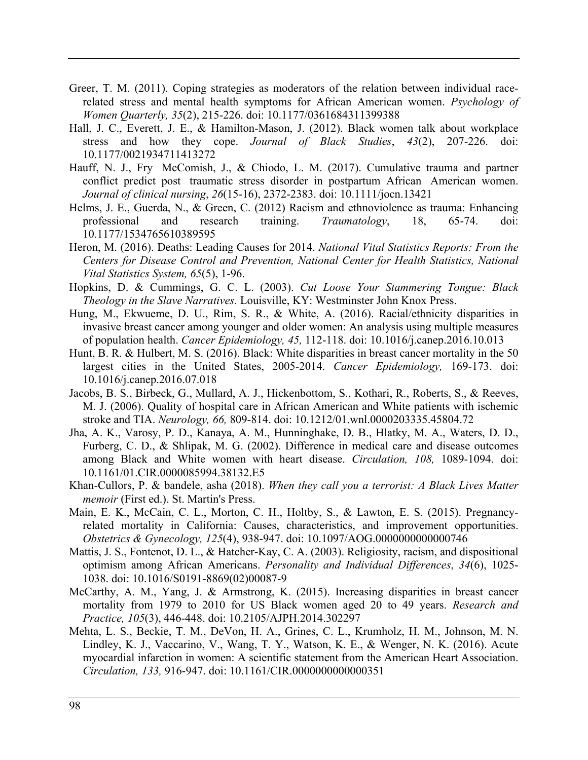Greer, T. M. (2011). Coping strategies as moderators of the relation between individual race-related stress and mental health symptoms for African American women. *Psychology of Women Quarterly, 35*(2), 215-226. doi: 10.1177/0361684311399388

Hall, J. C., Everett, J. E., & Hamilton-Mason, J. (2012). Black women talk about workplace stress and how they cope. *Journal of Black Studies*, *43*(2), 207-226. doi: 10.1177/0021934711413272

Hauff, N. J., Fry McComish, J., & Chiodo, L. M. (2017). Cumulative trauma and partner conflict predict post traumatic stress disorder in postpartum African American women. *Journal of clinical nursing*, *26*(15-16), 2372-2383. doi: 10.1111/jocn.13421

Helms, J. E., Guerda, N., & Green, C. (2012) Racism and ethnoviolence as trauma: Enhancing professional and research training. *Traumatology*, 18, 65-74. doi: 10.1177/1534765610389595

Heron, M. (2016). Deaths: Leading Causes for 2014. *National Vital Statistics Reports: From the Centers for Disease Control and Prevention, National Center for Health Statistics, National Vital Statistics System, 65*(5), 1-96.

Hopkins, D. & Cummings, G. C. L. (2003). *Cut Loose Your Stammering Tongue: Black Theology in the Slave Narratives.* Louisville, KY: Westminster John Knox Press.

Hung, M., Ekwueme, D. U., Rim, S. R., & White, A. (2016). Racial/ethnicity disparities in invasive breast cancer among younger and older women: An analysis using multiple measures of population health. *Cancer Epidemiology, 45,* 112-118. doi: 10.1016/j.canep.2016.10.013

Hunt, B. R. & Hulbert, M. S. (2016). Black: White disparities in breast cancer mortality in the 50 largest cities in the United States, 2005-2014. *Cancer Epidemiology,* 169-173. doi: 10.1016/j.canep.2016.07.018

Jacobs, B. S., Birbeck, G., Mullard, A. J., Hickenbottom, S., Kothari, R., Roberts, S., & Reeves, M. J. (2006). Quality of hospital care in African American and White patients with ischemic stroke and TIA. *Neurology, 66,* 809-814. doi: 10.1212/01.wnl.0000203335.45804.72

Jha, A. K., Varosy, P. D., Kanaya, A. M., Hunninghake, D. B., Hlatky, M. A., Waters, D. D., Furberg, C. D., & Shlipak, M. G. (2002). Difference in medical care and disease outcomes among Black and White women with heart disease. *Circulation, 108,* 1089-1094. doi: 10.1161/01.CIR.0000085994.38132.E5

Khan-Cullors, P. & bandele, asha (2018). *When they call you a terrorist: A Black Lives Matter memoir* (First ed.). St. Martin's Press.

Main, E. K., McCain, C. L., Morton, C. H., Holtby, S., & Lawton, E. S. (2015). Pregnancy-related mortality in California: Causes, characteristics, and improvement opportunities. *Obstetrics & Gynecology, 125*(4), 938-947. doi: 10.1097/AOG.0000000000000746

Mattis, J. S., Fontenot, D. L., & Hatcher-Kay, C. A. (2003). Religiosity, racism, and dispositional optimism among African Americans. *Personality and Individual Differences*, *34*(6), 1025-1038. doi: 10.1016/S0191-8869(02)00087-9

McCarthy, A. M., Yang, J. & Armstrong, K. (2015). Increasing disparities in breast cancer mortality from 1979 to 2010 for US Black women aged 20 to 49 years. *Research and Practice, 105*(3), 446-448. doi: 10.2105/AJPH.2014.302297

Mehta, L. S., Beckie, T. M., DeVon, H. A., Grines, C. L., Krumholz, H. M., Johnson, M. N. Lindley, K. J., Vaccarino, V., Wang, T. Y., Watson, K. E., & Wenger, N. K. (2016). Acute myocardial infarction in women: A scientific statement from the American Heart Association. *Circulation, 133,* 916-947. doi: 10.1161/CIR.0000000000000351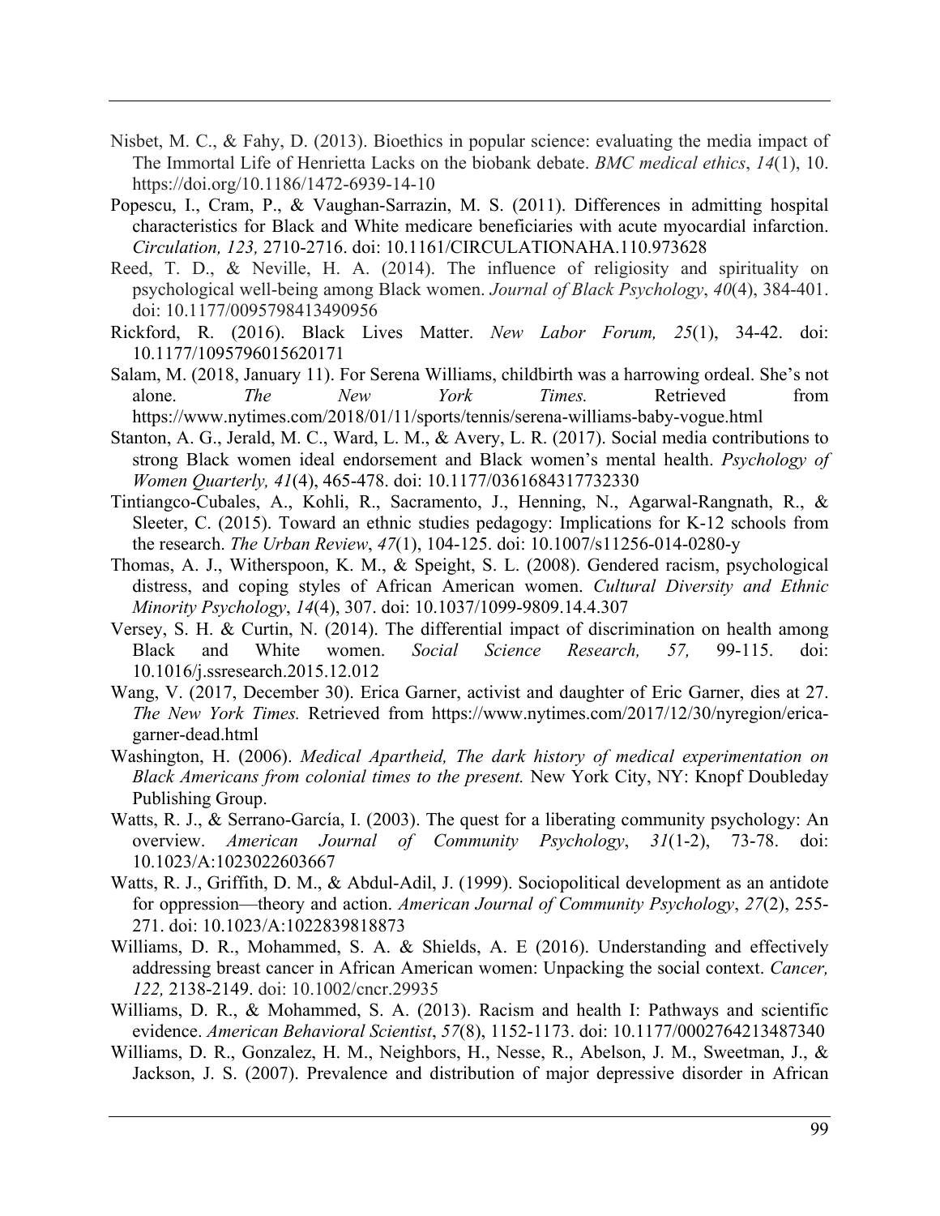Nisbet, M. C., & Fahy, D. (2013). Bioethics in popular science: evaluating the media impact of The Immortal Life of Henrietta Lacks on the biobank debate. *BMC medical ethics*, *14*(1), 10. https://doi.org/10.1186/1472-6939-14-10

Popescu, I., Cram, P., & Vaughan-Sarrazin, M. S. (2011). Differences in admitting hospital characteristics for Black and White medicare beneficiaries with acute myocardial infarction. *Circulation, 123,* 2710-2716. doi: 10.1161/CIRCULATIONAHA.110.973628

Reed, T. D., & Neville, H. A. (2014). The influence of religiosity and spirituality on psychological well-being among Black women. *Journal of Black Psychology*, *40*(4), 384-401. doi: 10.1177/0095798413490956

Rickford, R. (2016). Black Lives Matter. *New Labor Forum, 25*(1), 34-42. doi: 10.1177/1095796015620171

Salam, M. (2018, January 11). For Serena Williams, childbirth was a harrowing ordeal. She's not alone. *The New York Times.* Retrieved from https://www.nytimes.com/2018/01/11/sports/tennis/serena-williams-baby-vogue.html

Stanton, A. G., Jerald, M. C., Ward, L. M., & Avery, L. R. (2017). Social media contributions to strong Black women ideal endorsement and Black women's mental health. *Psychology of Women Quarterly, 41*(4), 465-478. doi: 10.1177/0361684317732330

Tintiangco-Cubales, A., Kohli, R., Sacramento, J., Henning, N., Agarwal-Rangnath, R., & Sleeter, C. (2015). Toward an ethnic studies pedagogy: Implications for K-12 schools from the research. *The Urban Review*, *47*(1), 104-125. doi: 10.1007/s11256-014-0280-y

Thomas, A. J., Witherspoon, K. M., & Speight, S. L. (2008). Gendered racism, psychological distress, and coping styles of African American women. *Cultural Diversity and Ethnic Minority Psychology*, *14*(4), 307. doi: 10.1037/1099-9809.14.4.307

Versey, S. H. & Curtin, N. (2014). The differential impact of discrimination on health among Black and White women. *Social Science Research, 57,* 99-115. doi: 10.1016/j.ssresearch.2015.12.012

Wang, V. (2017, December 30). Erica Garner, activist and daughter of Eric Garner, dies at 27. *The New York Times.* Retrieved from https://www.nytimes.com/2017/12/30/nyregion/erica-garner-dead.html

Washington, H. (2006). *Medical Apartheid, The dark history of medical experimentation on Black Americans from colonial times to the present.* New York City, NY: Knopf Doubleday Publishing Group.

Watts, R. J., & Serrano-García, I. (2003). The quest for a liberating community psychology: An overview. *American Journal of Community Psychology*, *31*(1-2), 73-78. doi: 10.1023/A:1023022603667

Watts, R. J., Griffith, D. M., & Abdul-Adil, J. (1999). Sociopolitical development as an antidote for oppression—theory and action. *American Journal of Community Psychology*, *27*(2), 255-271. doi: 10.1023/A:1022839818873

Williams, D. R., Mohammed, S. A. & Shields, A. E (2016). Understanding and effectively addressing breast cancer in African American women: Unpacking the social context. *Cancer, 122,* 2138-2149. doi: 10.1002/cncr.29935

Williams, D. R., & Mohammed, S. A. (2013). Racism and health I: Pathways and scientific evidence. *American Behavioral Scientist*, *57*(8), 1152-1173. doi: 10.1177/0002764213487340

Williams, D. R., Gonzalez, H. M., Neighbors, H., Nesse, R., Abelson, J. M., Sweetman, J., & Jackson, J. S. (2007). Prevalence and distribution of major depressive disorder in African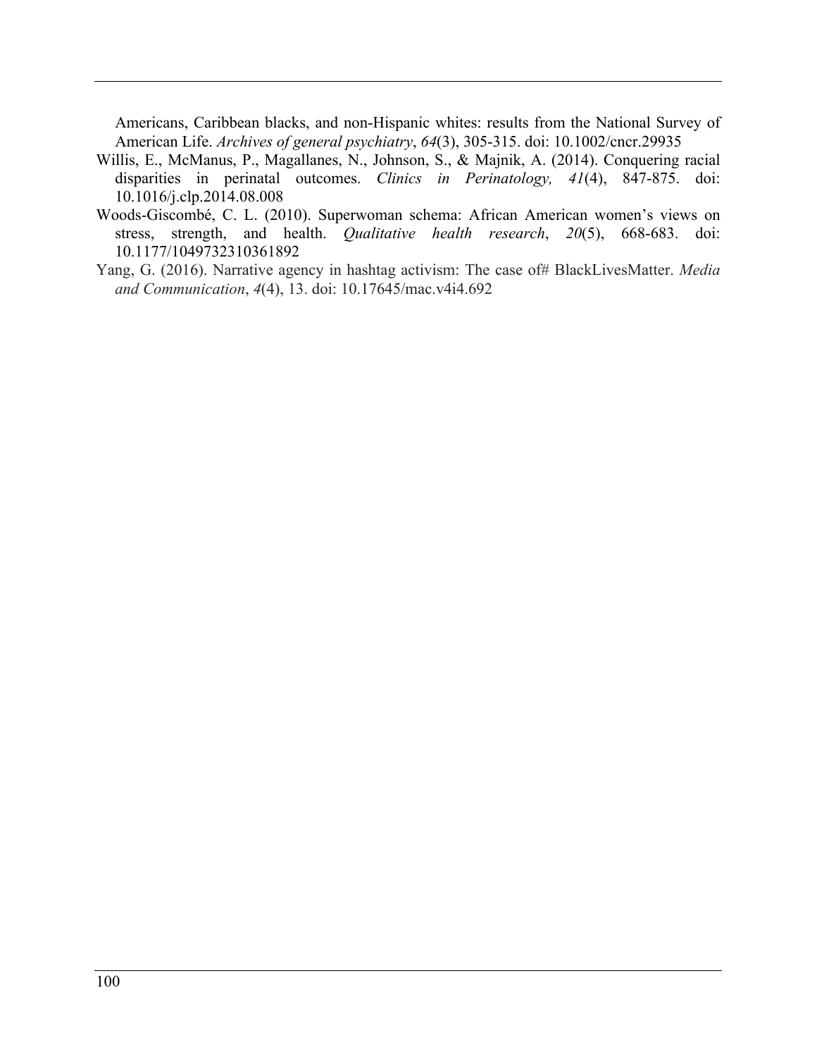Americans, Caribbean blacks, and non-Hispanic whites: results from the National Survey of American Life. *Archives of general psychiatry*, *64*(3), 305-315. doi: 10.1002/cncr.29935

Willis, E., McManus, P., Magallanes, N., Johnson, S., & Majnik, A. (2014). Conquering racial disparities in perinatal outcomes. *Clinics in Perinatology, 41*(4), 847-875. doi: 10.1016/j.clp.2014.08.008

Woods-Giscombé, C. L. (2010). Superwoman schema: African American women's views on stress, strength, and health. *Qualitative health research*, *20*(5), 668-683. doi: 10.1177/1049732310361892

Yang, G. (2016). Narrative agency in hashtag activism: The case of# BlackLivesMatter. *Media and Communication*, *4*(4), 13. doi: 10.17645/mac.v4i4.692